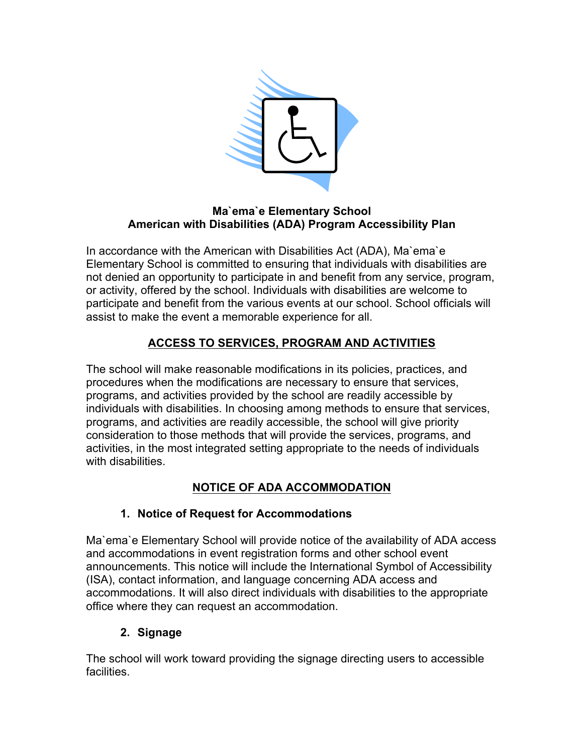**Ma`ema`e Elementary School**
**American with Disabilities (ADA) Program Accessibility Plan**

In accordance with the American with Disabilities Act (ADA), Ma`ema`e Elementary School is committed to ensuring that individuals with disabilities are not denied an opportunity to participate in and benefit from any service, program, or activity, offered by the school. Individuals with disabilities are welcome to participate and benefit from the various events at our school. School officials will assist to make the event a memorable experience for all.

## ACCESS TO SERVICES, PROGRAM AND ACTIVITIES

The school will make reasonable modifications in its policies, practices, and procedures when the modifications are necessary to ensure that services, programs, and activities provided by the school are readily accessible by individuals with disabilities. In choosing among methods to ensure that services, programs, and activities are readily accessible, the school will give priority consideration to those methods that will provide the services, programs, and activities, in the most integrated setting appropriate to the needs of individuals with disabilities.

## NOTICE OF ADA ACCOMMODATION

### 1. Notice of Request for Accommodations

Ma`ema`e Elementary School will provide notice of the availability of ADA access and accommodations in event registration forms and other school event announcements. This notice will include the International Symbol of Accessibility (ISA), contact information, and language concerning ADA access and accommodations. It will also direct individuals with disabilities to the appropriate office where they can request an accommodation.

### 2. Signage

The school will work toward providing the signage directing users to accessible facilities.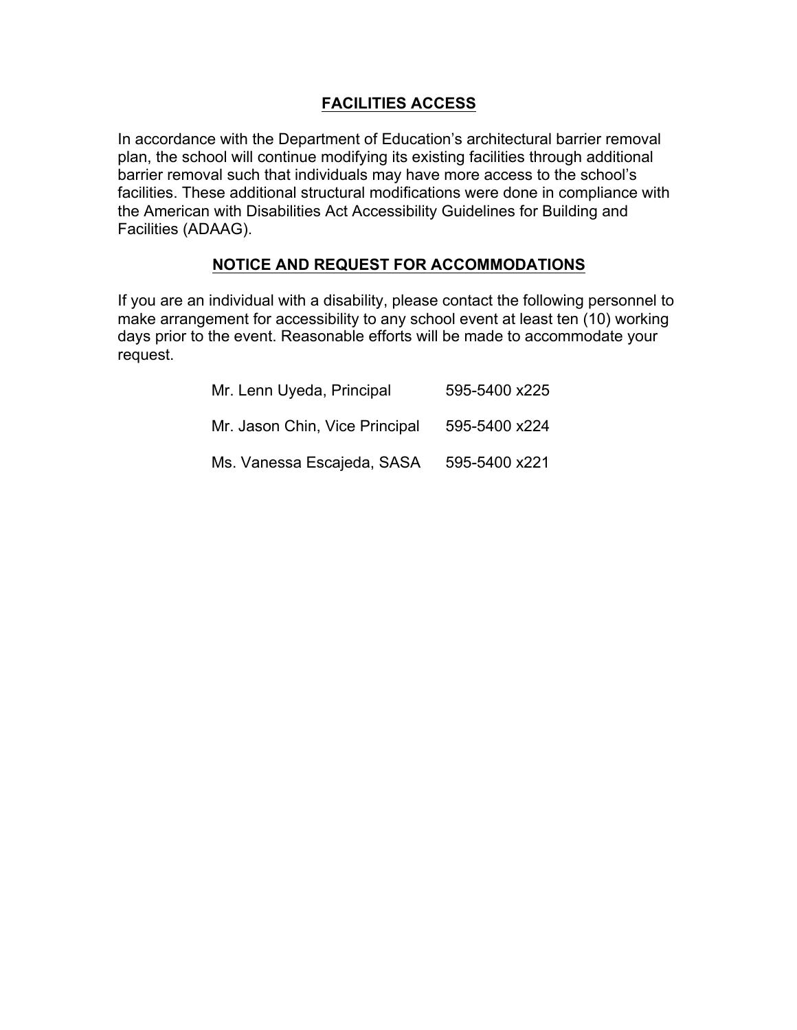## FACILITIES ACCESS

In accordance with the Department of Education's architectural barrier removal plan, the school will continue modifying its existing facilities through additional barrier removal such that individuals may have more access to the school's facilities. These additional structural modifications were done in compliance with the American with Disabilities Act Accessibility Guidelines for Building and Facilities (ADAAG).

## NOTICE AND REQUEST FOR ACCOMMODATIONS

If you are an individual with a disability, please contact the following personnel to make arrangement for accessibility to any school event at least ten (10) working days prior to the event. Reasonable efforts will be made to accommodate your request.

| | |
|---|---|
| Mr. Lenn Uyeda, Principal | 595-5400 x225 |
| Mr. Jason Chin, Vice Principal | 595-5400 x224 |
| Ms. Vanessa Escajeda, SASA | 595-5400 x221 |